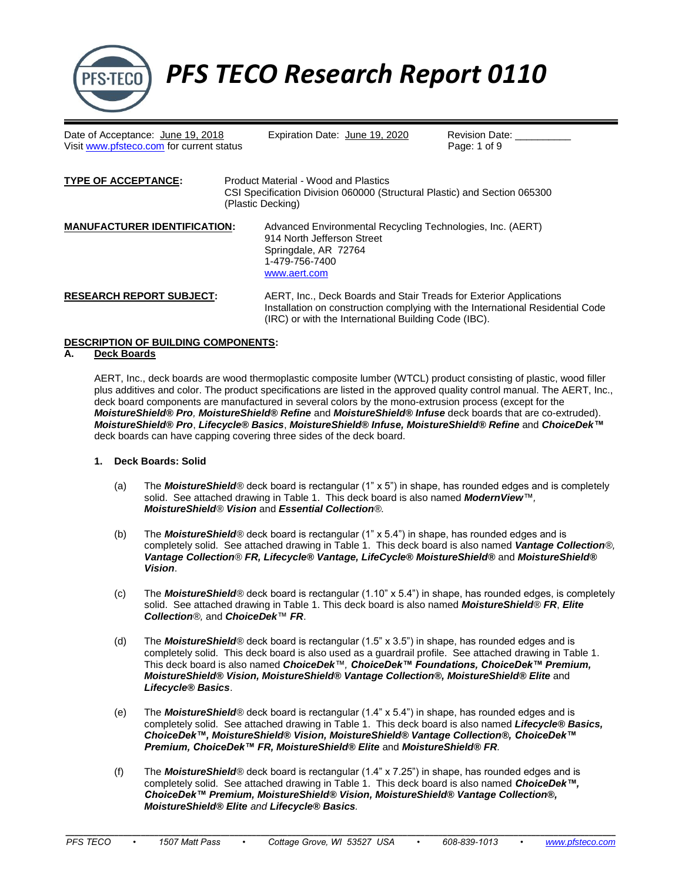# PFS TECO Research Report 0110

Date of Acceptance: June 19, 2018 Expiration Date: June 19, 2020 Revision Date: __________
Visit www.pfsteco.com for current status

**TYPE OF ACCEPTANCE:** Product Material - Wood and Plastics
CSI Specification Division 060000 (Structural Plastic) and Section 065300 (Plastic Decking)

**MANUFACTURER IDENTIFICATION:** Advanced Environmental Recycling Technologies, Inc. (AERT)
914 North Jefferson Street
Springdale, AR 72764
1-479-756-7400
www.aert.com

**RESEARCH REPORT SUBJECT:** AERT, Inc., Deck Boards and Stair Treads for Exterior Applications
Installation on construction complying with the International Residential Code (IRC) or with the International Building Code (IBC).

## DESCRIPTION OF BUILDING COMPONENTS:

### A. Deck Boards

AERT, Inc., deck boards are wood thermoplastic composite lumber (WTCL) product consisting of plastic, wood filler plus additives and color. The product specifications are listed in the approved quality control manual. The AERT, Inc., deck board components are manufactured in several colors by the mono-extrusion process (except for the ***MoistureShield® Pro**, **MoistureShield® Refine*** and ***MoistureShield® Infuse*** deck boards that are co-extruded). ***MoistureShield® Pro***, ***Lifecycle® Basics***, ***MoistureShield® Infuse, MoistureShield® Refine*** and ***ChoiceDek™*** deck boards can have capping covering three sides of the deck board.

**1. Deck Boards: Solid**

(a) The ***MoistureShield***® deck board is rectangular (1" x 5") in shape, has rounded edges and is completely solid. See attached drawing in Table 1. This deck board is also named ***ModernView***™, ***MoistureShield***® ***Vision*** and ***Essential Collection***®.

(b) The ***MoistureShield***® deck board is rectangular (1" x 5.4") in shape, has rounded edges and is completely solid. See attached drawing in Table 1. This deck board is also named ***Vantage Collection***®, ***Vantage Collection***® ***FR, Lifecycle® Vantage, LifeCycle® MoistureShield®*** and ***MoistureShield® Vision***.

(c) The ***MoistureShield***® deck board is rectangular (1.10" x 5.4") in shape, has rounded edges, is completely solid. See attached drawing in Table 1. This deck board is also named ***MoistureShield***® ***FR***, ***Elite Collection***®, and ***ChoiceDek***™ ***FR***.

(d) The ***MoistureShield***® deck board is rectangular (1.5" x 3.5") in shape, has rounded edges and is completely solid. This deck board is also used as a guardrail profile. See attached drawing in Table 1. This deck board is also named ***ChoiceDek***™, ***ChoiceDek™ Foundations, ChoiceDek™ Premium, MoistureShield® Vision, MoistureShield® Vantage Collection®, MoistureShield® Elite*** and ***Lifecycle® Basics***.

(e) The ***MoistureShield***® deck board is rectangular (1.4" x 5.4") in shape, has rounded edges and is completely solid. See attached drawing in Table 1. This deck board is also named ***Lifecycle® Basics, ChoiceDek™, MoistureShield® Vision, MoistureShield® Vantage Collection®, ChoiceDek™ Premium, ChoiceDek™ FR, MoistureShield® Elite*** and ***MoistureShield® FR***.

(f) The ***MoistureShield***® deck board is rectangular (1.4" x 7.25") in shape, has rounded edges and is completely solid. See attached drawing in Table 1. This deck board is also named ***ChoiceDek™, ChoiceDek™ Premium, MoistureShield® Vision, MoistureShield® Vantage Collection®, MoistureShield® Elite*** *and* ***Lifecycle® Basics***.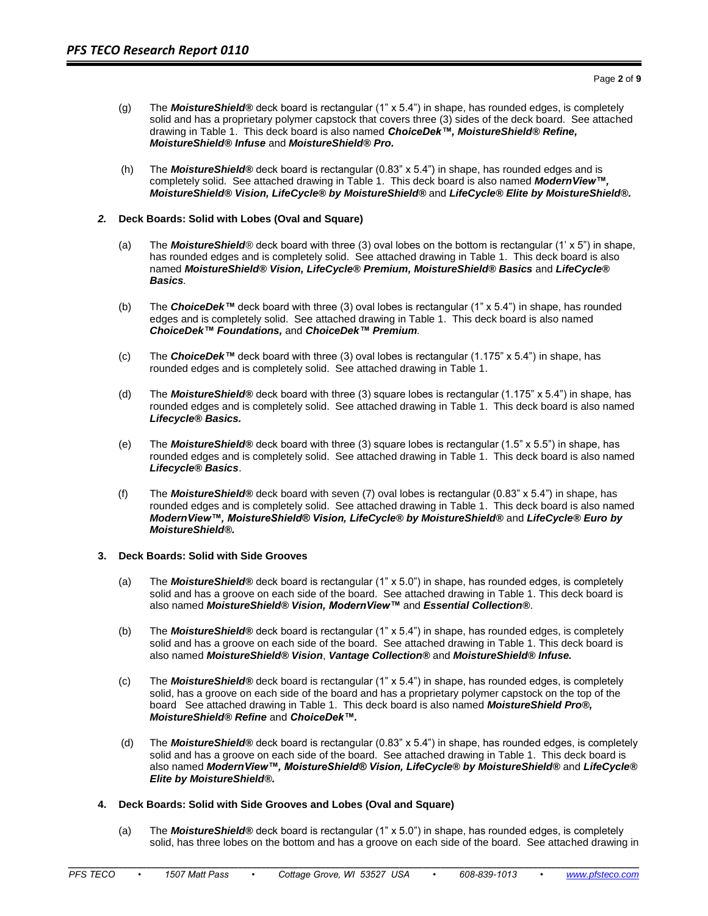(g) The ***MoistureShield®*** deck board is rectangular (1" x 5.4") in shape, has rounded edges, is completely solid and has a proprietary polymer capstock that covers three (3) sides of the deck board. See attached drawing in Table 1. This deck board is also named ***ChoiceDek™, MoistureShield® Refine, MoistureShield® Infuse*** and ***MoistureShield® Pro.***

(h) The ***MoistureShield®*** deck board is rectangular (0.83" x 5.4") in shape, has rounded edges and is completely solid. See attached drawing in Table 1. This deck board is also named ***ModernView™, MoistureShield® Vision, LifeCycle® by MoistureShield®*** and ***LifeCycle® Elite by MoistureShield®.***

## *2.* Deck Boards: Solid with Lobes (Oval and Square)

(a) The ***MoistureShield***® deck board with three (3) oval lobes on the bottom is rectangular (1' x 5") in shape, has rounded edges and is completely solid. See attached drawing in Table 1. This deck board is also named ***MoistureShield® Vision, LifeCycle® Premium, MoistureShield® Basics*** and ***LifeCycle® Basics.***

(b) The ***ChoiceDek™*** deck board with three (3) oval lobes is rectangular (1" x 5.4") in shape, has rounded edges and is completely solid. See attached drawing in Table 1. This deck board is also named ***ChoiceDek™ Foundations,*** and ***ChoiceDek™ Premium.***

(c) The ***ChoiceDek™*** deck board with three (3) oval lobes is rectangular (1.175" x 5.4") in shape, has rounded edges and is completely solid. See attached drawing in Table 1.

(d) The ***MoistureShield®*** deck board with three (3) square lobes is rectangular (1.175" x 5.4") in shape, has rounded edges and is completely solid. See attached drawing in Table 1. This deck board is also named ***Lifecycle® Basics.***

(e) The ***MoistureShield®*** deck board with three (3) square lobes is rectangular (1.5" x 5.5") in shape, has rounded edges and is completely solid. See attached drawing in Table 1. This deck board is also named ***Lifecycle® Basics***.

(f) The ***MoistureShield®*** deck board with seven (7) oval lobes is rectangular (0.83" x 5.4") in shape, has rounded edges and is completely solid. See attached drawing in Table 1. This deck board is also named ***ModernView™, MoistureShield® Vision, LifeCycle® by MoistureShield®*** and ***LifeCycle® Euro by MoistureShield®.***

## 3. Deck Boards: Solid with Side Grooves

(a) The ***MoistureShield®*** deck board is rectangular (1" x 5.0") in shape, has rounded edges, is completely solid and has a groove on each side of the board. See attached drawing in Table 1. This deck board is also named ***MoistureShield® Vision, ModernView™*** and ***Essential Collection®***.

(b) The ***MoistureShield®*** deck board is rectangular (1" x 5.4") in shape, has rounded edges, is completely solid and has a groove on each side of the board. See attached drawing in Table 1. This deck board is also named ***MoistureShield® Vision***, ***Vantage Collection®*** and ***MoistureShield® Infuse.***

(c) The ***MoistureShield®*** deck board is rectangular (1" x 5.4") in shape, has rounded edges, is completely solid, has a groove on each side of the board and has a proprietary polymer capstock on the top of the board See attached drawing in Table 1. This deck board is also named ***MoistureShield Pro®, MoistureShield® Refine*** and ***ChoiceDek™.***

(d) The ***MoistureShield®*** deck board is rectangular (0.83" x 5.4") in shape, has rounded edges, is completely solid and has a groove on each side of the board. See attached drawing in Table 1. This deck board is also named ***ModernView™, MoistureShield® Vision, LifeCycle® by MoistureShield®*** and ***LifeCycle® Elite by MoistureShield®.***

## 4. Deck Boards: Solid with Side Grooves and Lobes (Oval and Square)

(a) The ***MoistureShield®*** deck board is rectangular (1" x 5.0") in shape, has rounded edges, is completely solid, has three lobes on the bottom and has a groove on each side of the board. See attached drawing in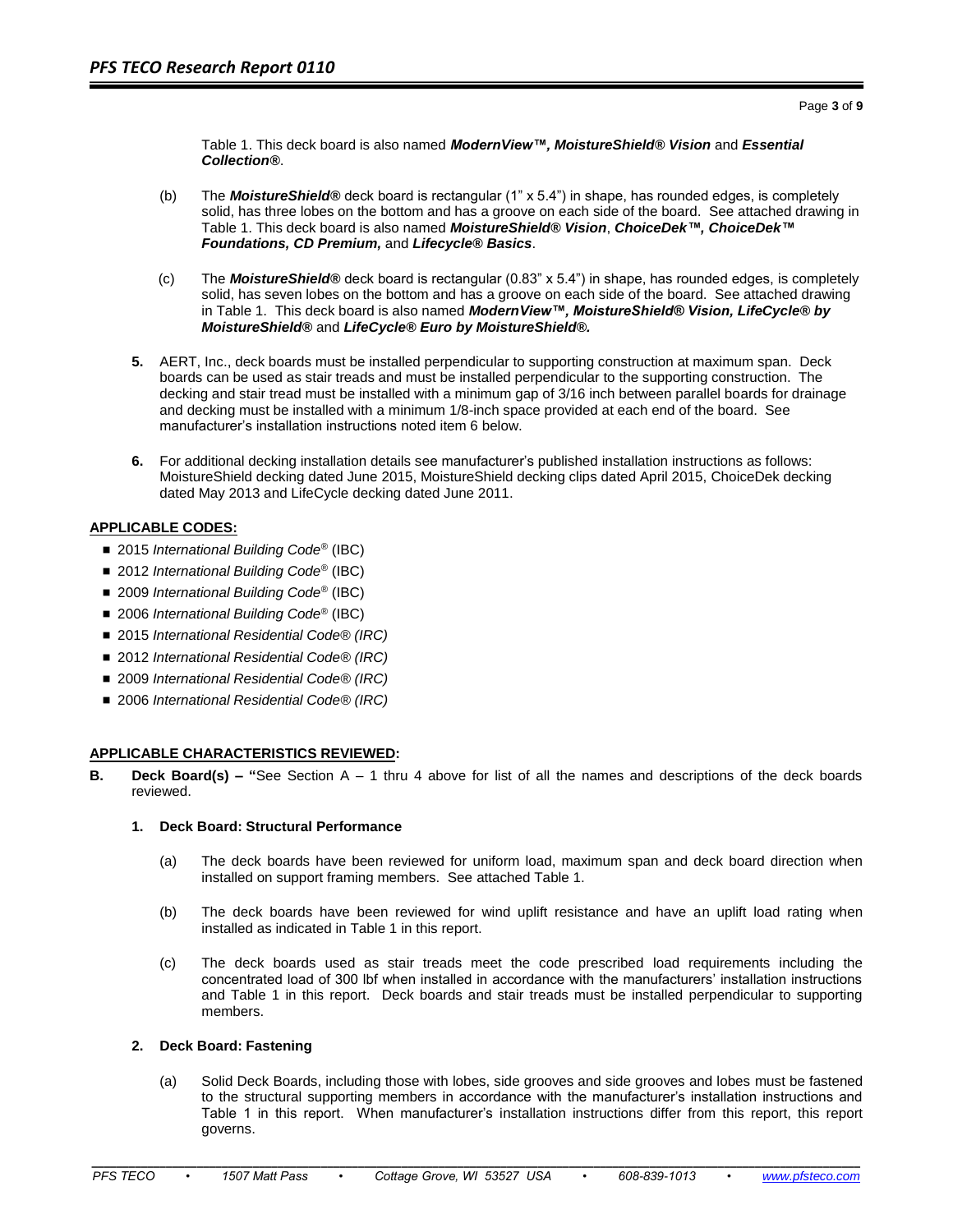Table 1. This deck board is also named ***ModernView™, MoistureShield® Vision*** and ***Essential Collection®***.

(b) The ***MoistureShield®*** deck board is rectangular (1" x 5.4") in shape, has rounded edges, is completely solid, has three lobes on the bottom and has a groove on each side of the board. See attached drawing in Table 1. This deck board is also named ***MoistureShield® Vision***, ***ChoiceDek™, ChoiceDek™ Foundations, CD Premium,*** and ***Lifecycle® Basics***.

(c) The ***MoistureShield®*** deck board is rectangular (0.83" x 5.4") in shape, has rounded edges, is completely solid, has seven lobes on the bottom and has a groove on each side of the board. See attached drawing in Table 1. This deck board is also named ***ModernView™, MoistureShield® Vision, LifeCycle® by MoistureShield®*** and ***LifeCycle® Euro by MoistureShield®.***

**5.** AERT, Inc., deck boards must be installed perpendicular to supporting construction at maximum span. Deck boards can be used as stair treads and must be installed perpendicular to the supporting construction. The decking and stair tread must be installed with a minimum gap of 3/16 inch between parallel boards for drainage and decking must be installed with a minimum 1/8-inch space provided at each end of the board. See manufacturer's installation instructions noted item 6 below.

**6.** For additional decking installation details see manufacturer's published installation instructions as follows: MoistureShield decking dated June 2015, MoistureShield decking clips dated April 2015, ChoiceDek decking dated May 2013 and LifeCycle decking dated June 2011.

## APPLICABLE CODES:

- 2015 *International Building Code®* (IBC)
- 2012 *International Building Code®* (IBC)
- 2009 *International Building Code®* (IBC)
- 2006 *International Building Code®* (IBC)
- 2015 *International Residential Code® (IRC)*
- 2012 *International Residential Code® (IRC)*
- 2009 *International Residential Code® (IRC)*
- 2006 *International Residential Code® (IRC)*

## APPLICABLE CHARACTERISTICS REVIEWED:

**B. Deck Board(s) – "**See Section A – 1 thru 4 above for list of all the names and descriptions of the deck boards reviewed.

### 1. Deck Board: Structural Performance

(a) The deck boards have been reviewed for uniform load, maximum span and deck board direction when installed on support framing members. See attached Table 1.

(b) The deck boards have been reviewed for wind uplift resistance and have an uplift load rating when installed as indicated in Table 1 in this report.

(c) The deck boards used as stair treads meet the code prescribed load requirements including the concentrated load of 300 lbf when installed in accordance with the manufacturers' installation instructions and Table 1 in this report. Deck boards and stair treads must be installed perpendicular to supporting members.

### 2. Deck Board: Fastening

(a) Solid Deck Boards, including those with lobes, side grooves and side grooves and lobes must be fastened to the structural supporting members in accordance with the manufacturer's installation instructions and Table 1 in this report. When manufacturer's installation instructions differ from this report, this report governs.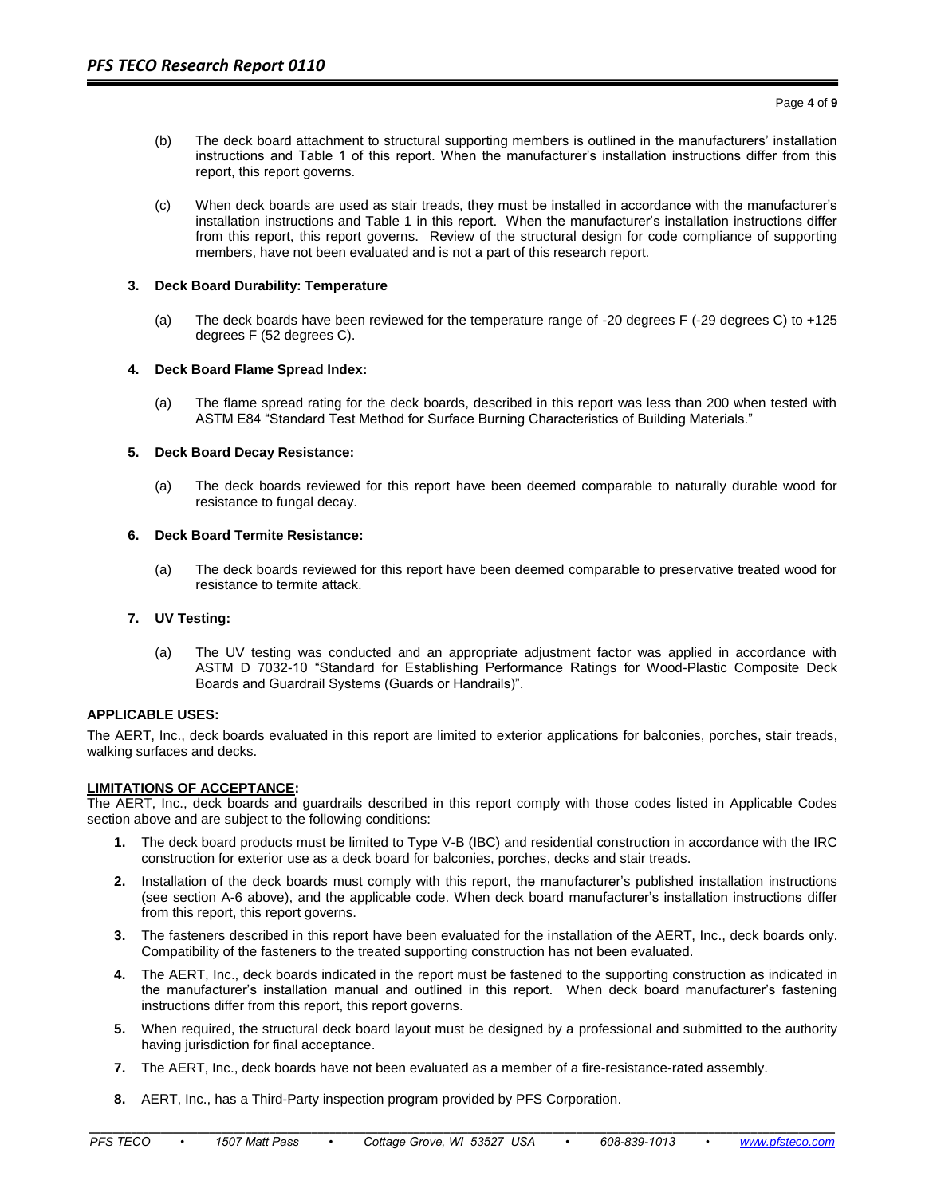(b) The deck board attachment to structural supporting members is outlined in the manufacturers' installation instructions and Table 1 of this report. When the manufacturer's installation instructions differ from this report, this report governs.

(c) When deck boards are used as stair treads, they must be installed in accordance with the manufacturer's installation instructions and Table 1 in this report. When the manufacturer's installation instructions differ from this report, this report governs. Review of the structural design for code compliance of supporting members, have not been evaluated and is not a part of this research report.

**3. Deck Board Durability: Temperature**

(a) The deck boards have been reviewed for the temperature range of -20 degrees F (-29 degrees C) to +125 degrees F (52 degrees C).

**4. Deck Board Flame Spread Index:**

(a) The flame spread rating for the deck boards, described in this report was less than 200 when tested with ASTM E84 "Standard Test Method for Surface Burning Characteristics of Building Materials."

**5. Deck Board Decay Resistance:**

(a) The deck boards reviewed for this report have been deemed comparable to naturally durable wood for resistance to fungal decay.

**6. Deck Board Termite Resistance:**

(a) The deck boards reviewed for this report have been deemed comparable to preservative treated wood for resistance to termite attack.

**7. UV Testing:**

(a) The UV testing was conducted and an appropriate adjustment factor was applied in accordance with ASTM D 7032-10 "Standard for Establishing Performance Ratings for Wood-Plastic Composite Deck Boards and Guardrail Systems (Guards or Handrails)".

**APPLICABLE USES:**

The AERT, Inc., deck boards evaluated in this report are limited to exterior applications for balconies, porches, stair treads, walking surfaces and decks.

**LIMITATIONS OF ACCEPTANCE:**

The AERT, Inc., deck boards and guardrails described in this report comply with those codes listed in Applicable Codes section above and are subject to the following conditions:

1. The deck board products must be limited to Type V-B (IBC) and residential construction in accordance with the IRC construction for exterior use as a deck board for balconies, porches, decks and stair treads.
2. Installation of the deck boards must comply with this report, the manufacturer's published installation instructions (see section A-6 above), and the applicable code. When deck board manufacturer's installation instructions differ from this report, this report governs.
3. The fasteners described in this report have been evaluated for the installation of the AERT, Inc., deck boards only. Compatibility of the fasteners to the treated supporting construction has not been evaluated.
4. The AERT, Inc., deck boards indicated in the report must be fastened to the supporting construction as indicated in the manufacturer's installation manual and outlined in this report. When deck board manufacturer's fastening instructions differ from this report, this report governs.
5. When required, the structural deck board layout must be designed by a professional and submitted to the authority having jurisdiction for final acceptance.

7. The AERT, Inc., deck boards have not been evaluated as a member of a fire-resistance-rated assembly.
8. AERT, Inc., has a Third-Party inspection program provided by PFS Corporation.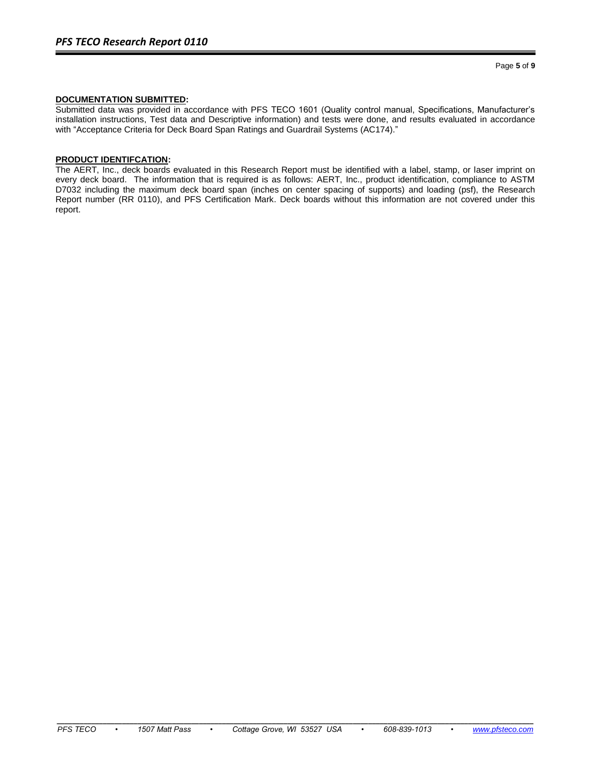**DOCUMENTATION SUBMITTED:**

Submitted data was provided in accordance with PFS TECO 1601 (Quality control manual, Specifications, Manufacturer's installation instructions, Test data and Descriptive information) and tests were done, and results evaluated in accordance with "Acceptance Criteria for Deck Board Span Ratings and Guardrail Systems (AC174)."

**PRODUCT IDENTIFCATION:**

The AERT, Inc., deck boards evaluated in this Research Report must be identified with a label, stamp, or laser imprint on every deck board. The information that is required is as follows: AERT, Inc., product identification, compliance to ASTM D7032 including the maximum deck board span (inches on center spacing of supports) and loading (psf), the Research Report number (RR 0110), and PFS Certification Mark. Deck boards without this information are not covered under this report.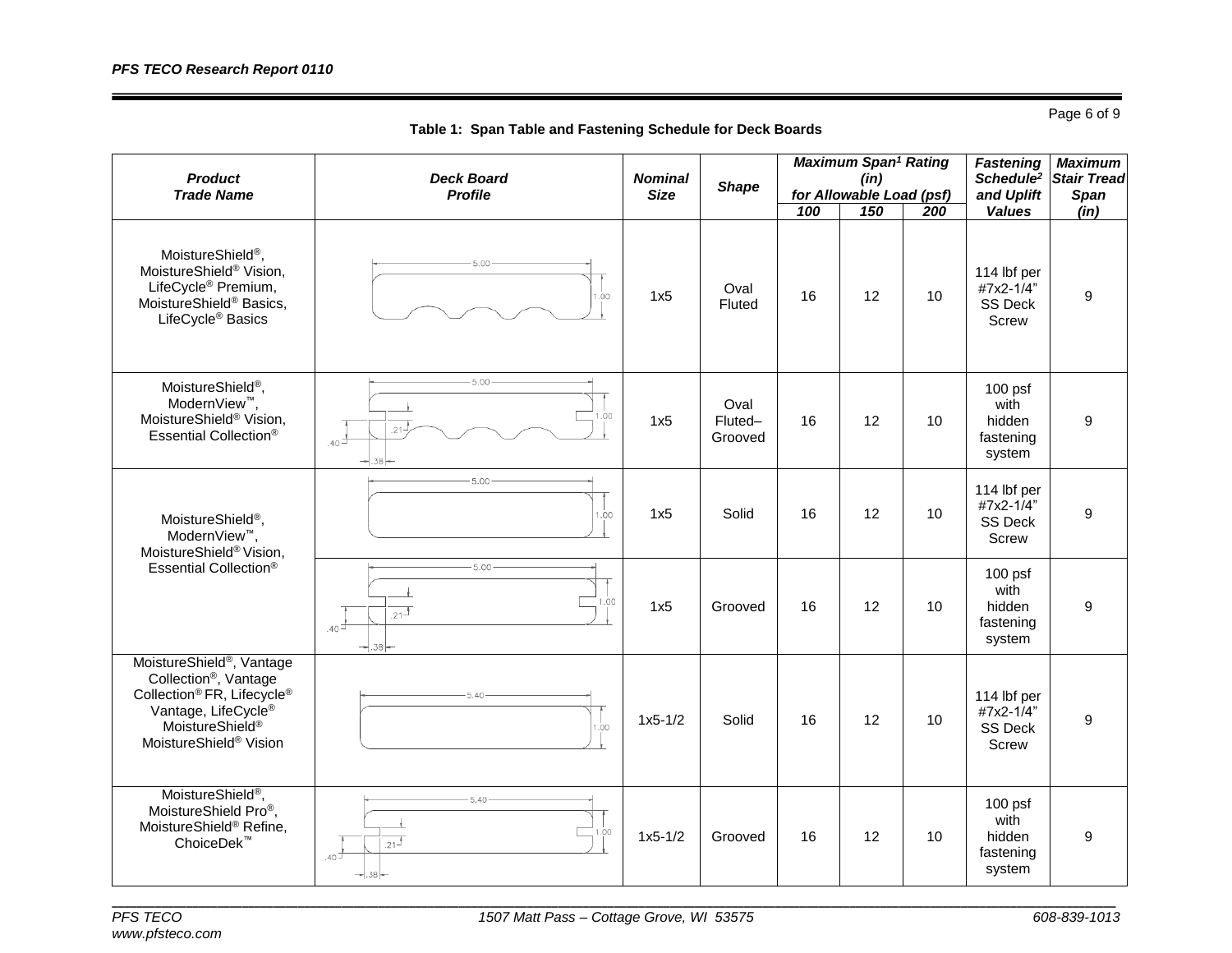**Table 1: Span Table and Fastening Schedule for Deck Boards**

| Product Trade Name | Deck Board Profile | Nominal Size | Shape | Maximum Span[1] Rating (in) for Allowable Load (psf) | | | Fastening Schedule[2] and Uplift Values | Maximum Stair Tread Span (in) |
|---|---|---|---|---|---|---|---|---|
| | | | | 100 | 150 | 200 | | |
| MoistureShield®, MoistureShield® Vision, LifeCycle® Premium, MoistureShield® Basics, LifeCycle® Basics | 5.00 × 1.00 | 1x5 | Oval Fluted | 16 | 12 | 10 | 114 lbf per #7x2-1/4" SS Deck Screw | 9 |
| MoistureShield®, ModernView™, MoistureShield® Vision, Essential Collection® | 5.00 × 1.00; .21; .40; .38 | 1x5 | Oval Fluted–Grooved | 16 | 12 | 10 | 100 psf with hidden fastening system | 9 |
| MoistureShield®, ModernView™, MoistureShield® Vision, Essential Collection® | 5.00 × 1.00 | 1x5 | Solid | 16 | 12 | 10 | 114 lbf per #7x2-1/4" SS Deck Screw | 9 |
| | 5.00 × 1.00; .21; .40; .38 | 1x5 | Grooved | 16 | 12 | 10 | 100 psf with hidden fastening system | 9 |
| MoistureShield®, Vantage Collection®, Vantage Collection® FR, Lifecycle® Vantage, LifeCycle® MoistureShield® MoistureShield® Vision | 5.40 × 1.00 | 1x5-1/2 | Solid | 16 | 12 | 10 | 114 lbf per #7x2-1/4" SS Deck Screw | 9 |
| MoistureShield®, MoistureShield Pro®, MoistureShield® Refine, ChoiceDek™ | 5.40 × 1.00; .21; .40; .38 | 1x5-1/2 | Grooved | 16 | 12 | 10 | 100 psf with hidden fastening system | 9 |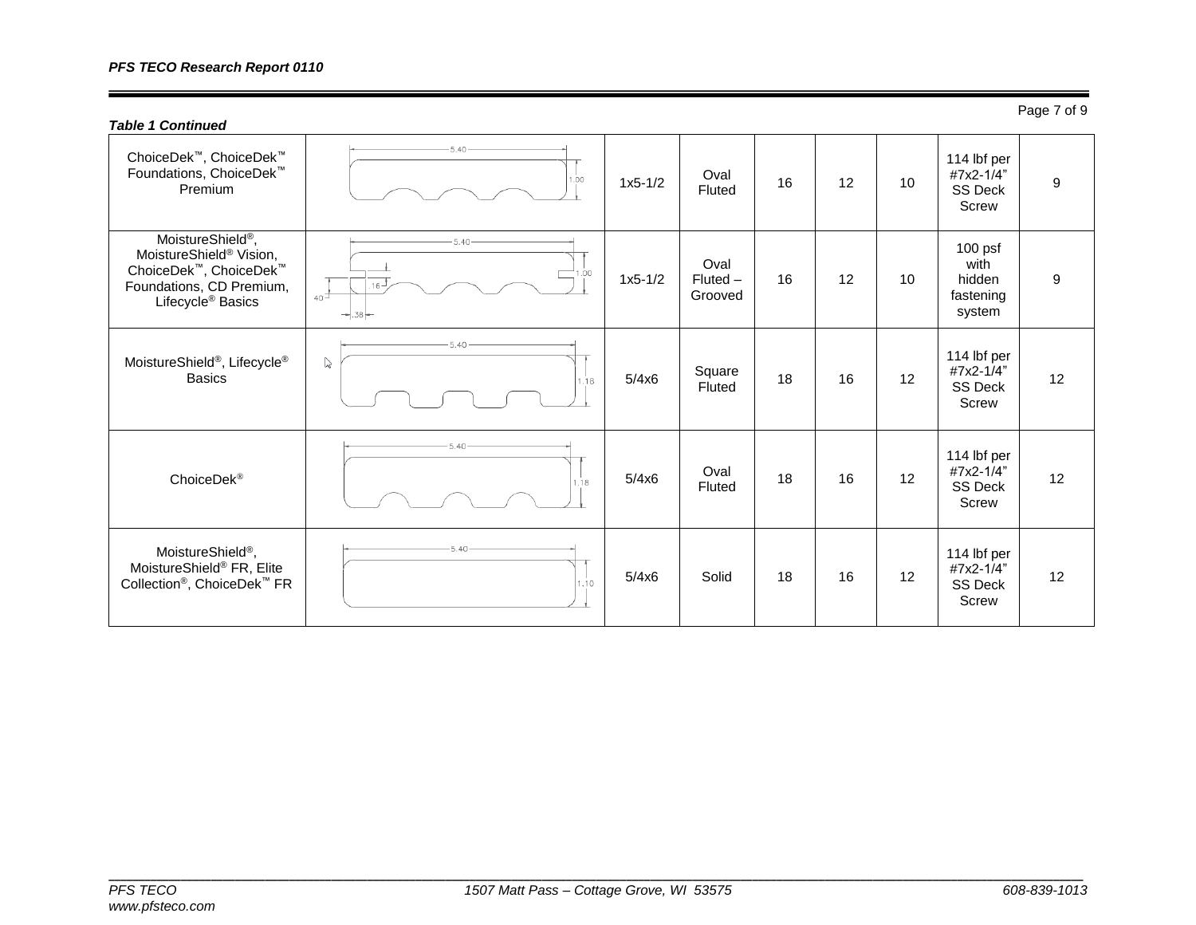***Table 1 Continued***

| | | | | | | | | |
|---|---|---|---|---|---|---|---|---|
| ChoiceDek™, ChoiceDek™ Foundations, ChoiceDek™ Premium | 5.40 / 1.00 | 1x5-1/2 | Oval Fluted | 16 | 12 | 10 | 114 lbf per #7x2-1/4" SS Deck Screw | 9 |
| MoistureShield®, MoistureShield® Vision, ChoiceDek™, ChoiceDek™ Foundations, CD Premium, Lifecycle® Basics | 5.40 / 1.00 / .16 / .40 / .38 | 1x5-1/2 | Oval Fluted – Grooved | 16 | 12 | 10 | 100 psf with hidden fastening system | 9 |
| MoistureShield®, Lifecycle® Basics | 5.40 / 1.18 | 5/4x6 | Square Fluted | 18 | 16 | 12 | 114 lbf per #7x2-1/4" SS Deck Screw | 12 |
| ChoiceDek® | 5.40 / 1.18 | 5/4x6 | Oval Fluted | 18 | 16 | 12 | 114 lbf per #7x2-1/4" SS Deck Screw | 12 |
| MoistureShield®, MoistureShield® FR, Elite Collection®, ChoiceDek™ FR | 5.40 / 1.10 | 5/4x6 | Solid | 18 | 16 | 12 | 114 lbf per #7x2-1/4" SS Deck Screw | 12 |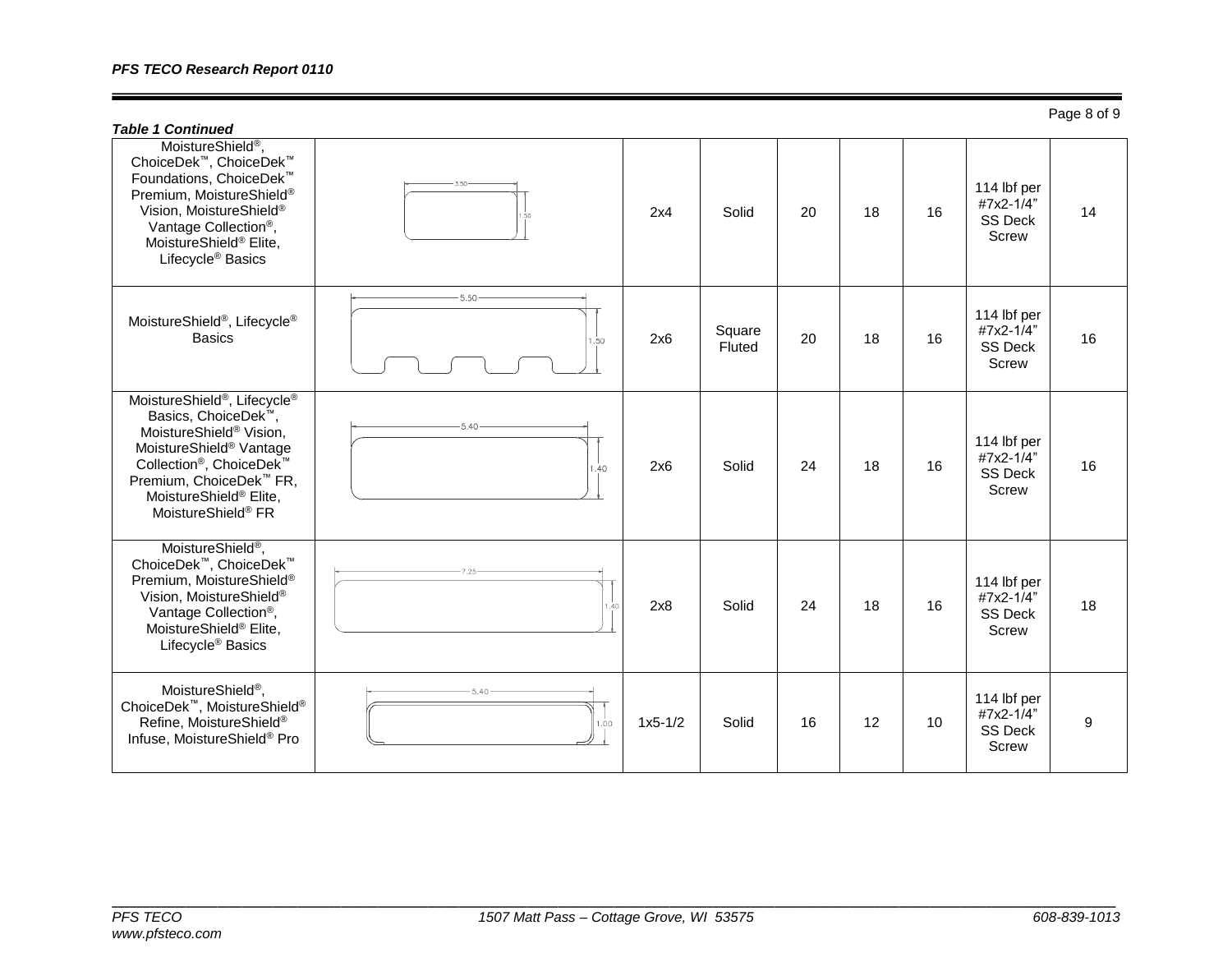***Table 1 Continued***

| | | | | | | | | |
|---|---|---|---|---|---|---|---|---|
| MoistureShield®, ChoiceDek™, ChoiceDek™ Foundations, ChoiceDek™ Premium, MoistureShield® Vision, MoistureShield® Vantage Collection®, MoistureShield® Elite, Lifecycle® Basics | 3.50 / 1.50 | 2x4 | Solid | 20 | 18 | 16 | 114 lbf per #7x2-1/4" SS Deck Screw | 14 |
| MoistureShield®, Lifecycle® Basics | 5.50 / 1.50 | 2x6 | Square Fluted | 20 | 18 | 16 | 114 lbf per #7x2-1/4" SS Deck Screw | 16 |
| MoistureShield®, Lifecycle® Basics, ChoiceDek™, MoistureShield® Vision, MoistureShield® Vantage Collection®, ChoiceDek™ Premium, ChoiceDek™ FR, MoistureShield® Elite, MoistureShield® FR | 5.40 / 1.40 | 2x6 | Solid | 24 | 18 | 16 | 114 lbf per #7x2-1/4" SS Deck Screw | 16 |
| MoistureShield®, ChoiceDek™, ChoiceDek™ Premium, MoistureShield® Vision, MoistureShield® Vantage Collection®, MoistureShield® Elite, Lifecycle® Basics | 7.25 / 1.40 | 2x8 | Solid | 24 | 18 | 16 | 114 lbf per #7x2-1/4" SS Deck Screw | 18 |
| MoistureShield®, ChoiceDek™, MoistureShield® Refine, MoistureShield® Infuse, MoistureShield® Pro | 5.40 / 1.00 | 1x5-1/2 | Solid | 16 | 12 | 10 | 114 lbf per #7x2-1/4" SS Deck Screw | 9 |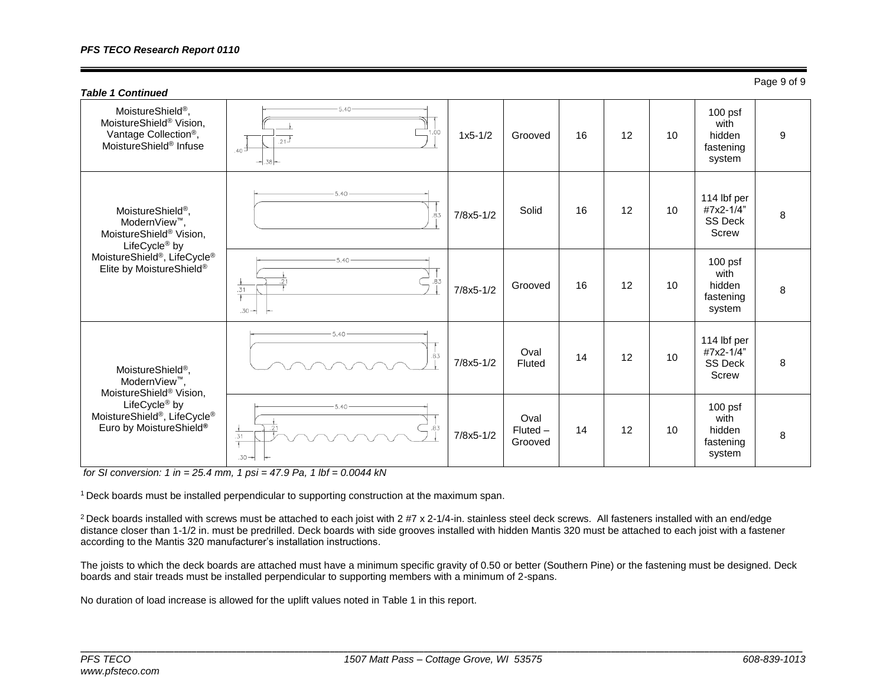*Table 1 Continued*

| | | | | | | | | |
|---|---|---|---|---|---|---|---|---|
| MoistureShield®, MoistureShield® Vision, Vantage Collection®, MoistureShield® Infuse | 5.40 / 1.00 / .21 / .40 / .38 | 1x5-1/2 | Grooved | 16 | 12 | 10 | 100 psf with hidden fastening system | 9 |
| MoistureShield®, ModernView™, MoistureShield® Vision, LifeCycle® by MoistureShield®, LifeCycle® Elite by MoistureShield® | 5.40 / .83 | 7/8x5-1/2 | Solid | 16 | 12 | 10 | 114 lbf per #7x2-1/4" SS Deck Screw | 8 |
| | 5.40 / .83 / .21 / .31 / .30 | 7/8x5-1/2 | Grooved | 16 | 12 | 10 | 100 psf with hidden fastening system | 8 |
| MoistureShield®, ModernView™, MoistureShield® Vision, LifeCycle® by MoistureShield®, LifeCycle® Euro by MoistureShield® | 5.40 / .83 | 7/8x5-1/2 | Oval Fluted | 14 | 12 | 10 | 114 lbf per #7x2-1/4" SS Deck Screw | 8 |
| | 5.40 / .83 / .21 / .31 / .30 | 7/8x5-1/2 | Oval Fluted – Grooved | 14 | 12 | 10 | 100 psf with hidden fastening system | 8 |

*for SI conversion: 1 in = 25.4 mm, 1 psi = 47.9 Pa, 1 lbf = 0.0044 kN*

[1] Deck boards must be installed perpendicular to supporting construction at the maximum span.

[2] Deck boards installed with screws must be attached to each joist with 2 #7 x 2-1/4-in. stainless steel deck screws. All fasteners installed with an end/edge distance closer than 1-1/2 in. must be predrilled. Deck boards with side grooves installed with hidden Mantis 320 must be attached to each joist with a fastener according to the Mantis 320 manufacturer's installation instructions.

The joists to which the deck boards are attached must have a minimum specific gravity of 0.50 or better (Southern Pine) or the fastening must be designed. Deck boards and stair treads must be installed perpendicular to supporting members with a minimum of 2-spans.

No duration of load increase is allowed for the uplift values noted in Table 1 in this report.